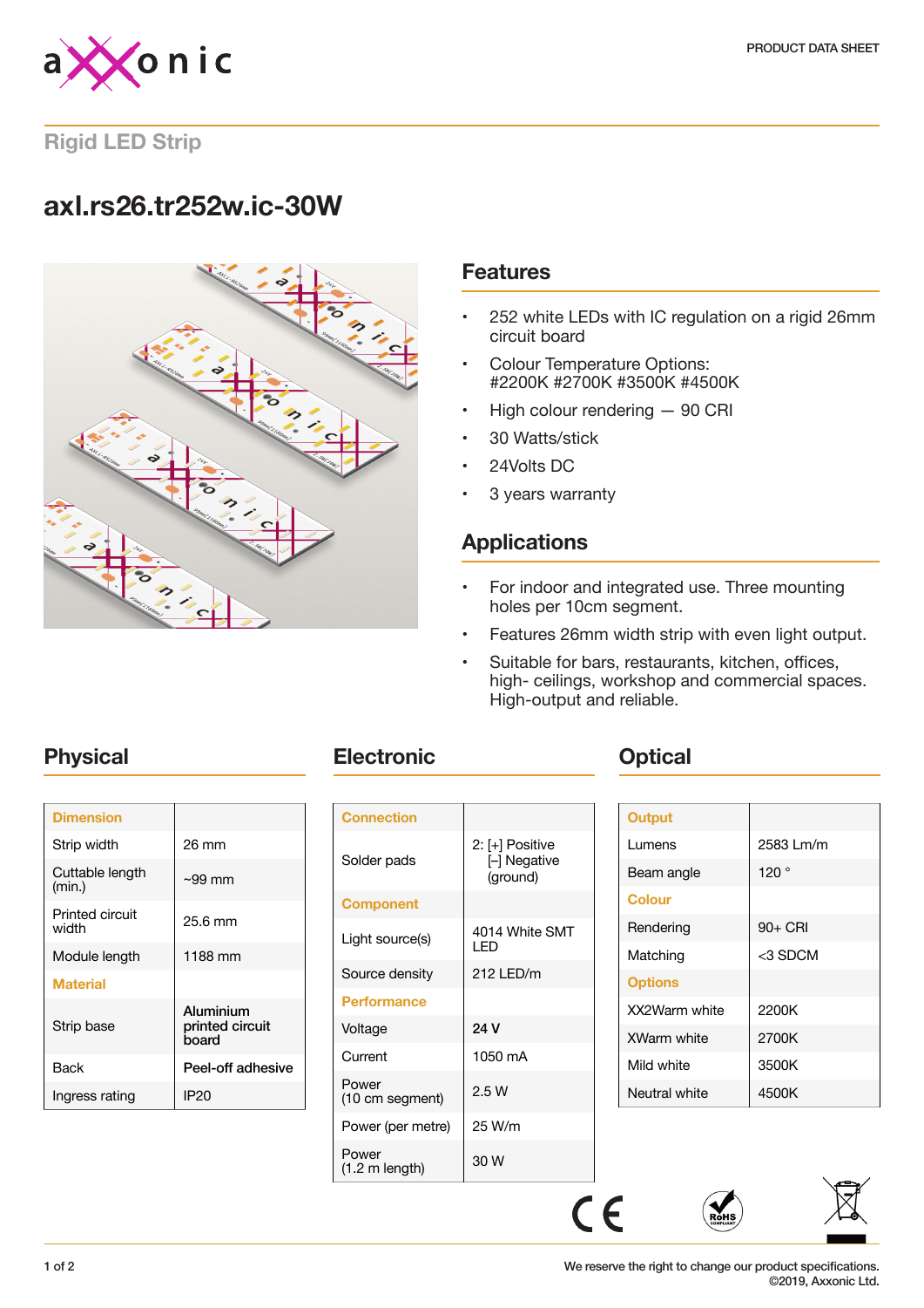PRODUCT DATA SHEET

## Rigid LED Strip

# axl.rs26.tr252w.ic-30W

## Features

- 252 white LEDs with IC regulation on a rigid 26mm circuit board
- Colour Temperature Options: #2200K #2700K #3500K #4500K
- High colour rendering — 90 CRI
- 30 Watts/stick
- 24Volts DC
- 3 years warranty

## Applications

- For indoor and integrated use. Three mounting holes per 10cm segment.
- Features 26mm width strip with even light output.
- Suitable for bars, restaurants, kitchen, offices, high- ceilings, workshop and commercial spaces. High-output and reliable.

## Physical

| Dimension | |
|---|---|
| Strip width | 26 mm |
| Cuttable length (min.) | ~99 mm |
| Printed circuit width | 25.6 mm |
| Module length | 1188 mm |
| **Material** | |
| Strip base | **Aluminium printed circuit board** |
| Back | **Peel-off adhesive** |
| Ingress rating | IP20 |

## Electronic

| Connection | |
|---|---|
| Solder pads | 2: [+] Positive [–] Negative (ground) |
| **Component** | |
| Light source(s) | 4014 White SMT LED |
| Source density | 212 LED/m |
| **Performance** | |
| Voltage | **24 V** |
| Current | 1050 mA |
| Power (10 cm segment) | 2.5 W |
| Power (per metre) | 25 W/m |
| Power (1.2 m length) | 30 W |

## Optical

| Output | |
|---|---|
| Lumens | 2583 Lm/m |
| Beam angle | 120 ° |
| **Colour** | |
| Rendering | 90+ CRI |
| Matching | <3 SDCM |
| **Options** | |
| XX2Warm white | 2200K |
| XWarm white | 2700K |
| Mild white | 3500K |
| Neutral white | 4500K |

We reserve the right to change our product specifications.
©2019, Axxonic Ltd.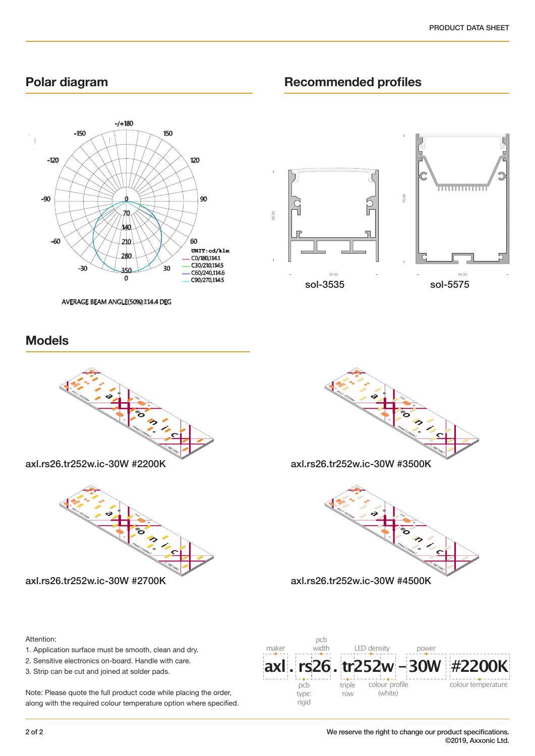## Polar diagram

-/+180
-150
150
-120
120
-90
90
-60
60
-30
30
0
0
70
140
210
280
350

UNIT:cd/klm
C0/180,114.1
C30/210,114.5
C60/240,114.6
C90/270,114.5

AVERAGE BEAM ANGLE(50%):114.4 DEG

## Recommended profiles

35.00
35.00
sol-3535

75.00
55.00
sol-5575

## Models

axl.rs26.tr252w.ic-30W #2200K

axl.rs26.tr252w.ic-30W #3500K

axl.rs26.tr252w.ic-30W #2700K

axl.rs26.tr252w.ic-30W #4500K

Attention:

1. Application surface must be smooth, clean and dry.
2. Sensitive electronics on-board. Handle with care.
3. Strip can be cut and joined at solder pads.

Note: Please quote the full product code while placing the order, along with the required colour temperature option where specified.

maker | pcb width | LED density | power

axl . rs26 . tr252w – 30W #2200K

pcb type: rigid | triple row | colour profile (white) | colour temperature

We reserve the right to change our product specifications.
©2019, Axxonic Ltd.